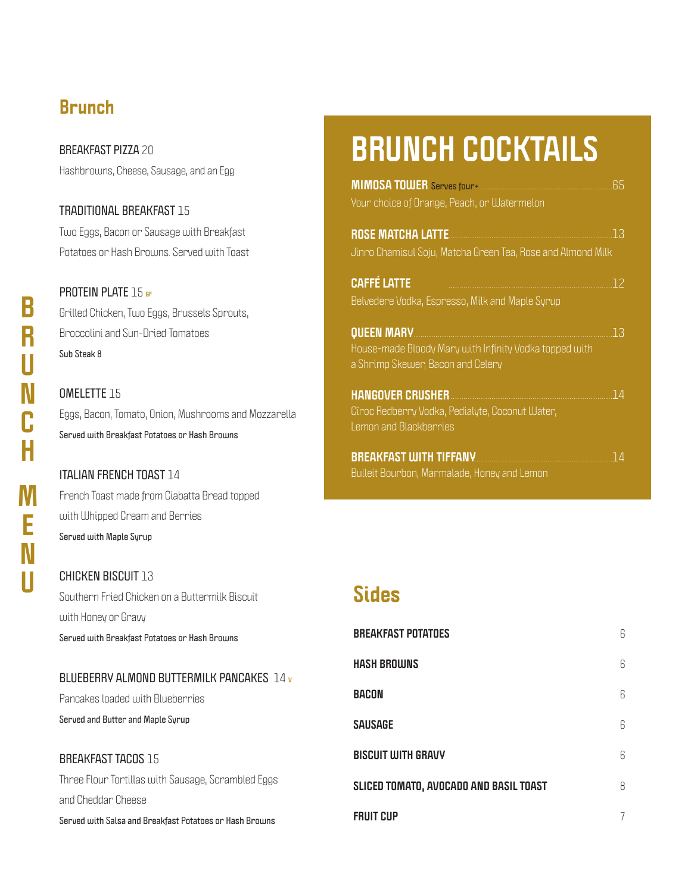# BRUNCH MENU

## Brunch

**BREAKFAST PIZZA** 20
Hashbrowns, Cheese, Sausage, and an Egg

**TRADITIONAL BREAKFAST** 15
Two Eggs, Bacon or Sausage with Breakfast Potatoes or Hash Browns. Served with Toast

**PROTEIN PLATE** 15 GF
Grilled Chicken, Two Eggs, Brussels Sprouts, Broccolini and Sun-Dried Tomatoes
Sub Steak 8

**OMELETTE** 15
Eggs, Bacon, Tomato, Onion, Mushrooms and Mozzarella
Served with Breakfast Potatoes or Hash Browns

**ITALIAN FRENCH TOAST** 14
French Toast made from Ciabatta Bread topped with Whipped Cream and Berries
Served with Maple Syrup

**CHICKEN BISCUIT** 13
Southern Fried Chicken on a Buttermilk Biscuit with Honey or Gravy
Served with Breakfast Potatoes or Hash Browns

**BLUEBERRY ALMOND BUTTERMILK PANCAKES** 14 V
Pancakes loaded with Blueberries
Served and Butter and Maple Syrup

**BREAKFAST TACOS** 15
Three Flour Tortillas with Sausage, Scrambled Eggs and Cheddar Cheese
Served with Salsa and Breakfast Potatoes or Hash Browns

## BRUNCH COCKTAILS

**MIMOSA TOWER** Serves four+ ........ 65
Your choice of Orange, Peach, or Watermelon

**ROSE MATCHA LATTE** ........ 13
Jinro Chamisul Soju, Matcha Green Tea, Rose and Almond Milk

**CAFFÉ LATTE** ........ 12
Belvedere Vodka, Espresso, Milk and Maple Syrup

**QUEEN MARY** ........ 13
House-made Bloody Mary with Infinity Vodka topped with a Shrimp Skewer, Bacon and Celery

**HANGOVER CRUSHER** ........ 14
Ciroc Redberry Vodka, Pedialyte, Coconut Water, Lemon and Blackberries

**BREAKFAST WITH TIFFANY** ........ 14
Bulleit Bourbon, Marmalade, Honey and Lemon

## Sides

| | |
|---|---|
| **BREAKFAST POTATOES** | 6 |
| **HASH BROWNS** | 6 |
| **BACON** | 6 |
| **SAUSAGE** | 6 |
| **BISCUIT WITH GRAVY** | 6 |
| **SLICED TOMATO, AVOCADO AND BASIL TOAST** | 8 |
| **FRUIT CUP** | 7 |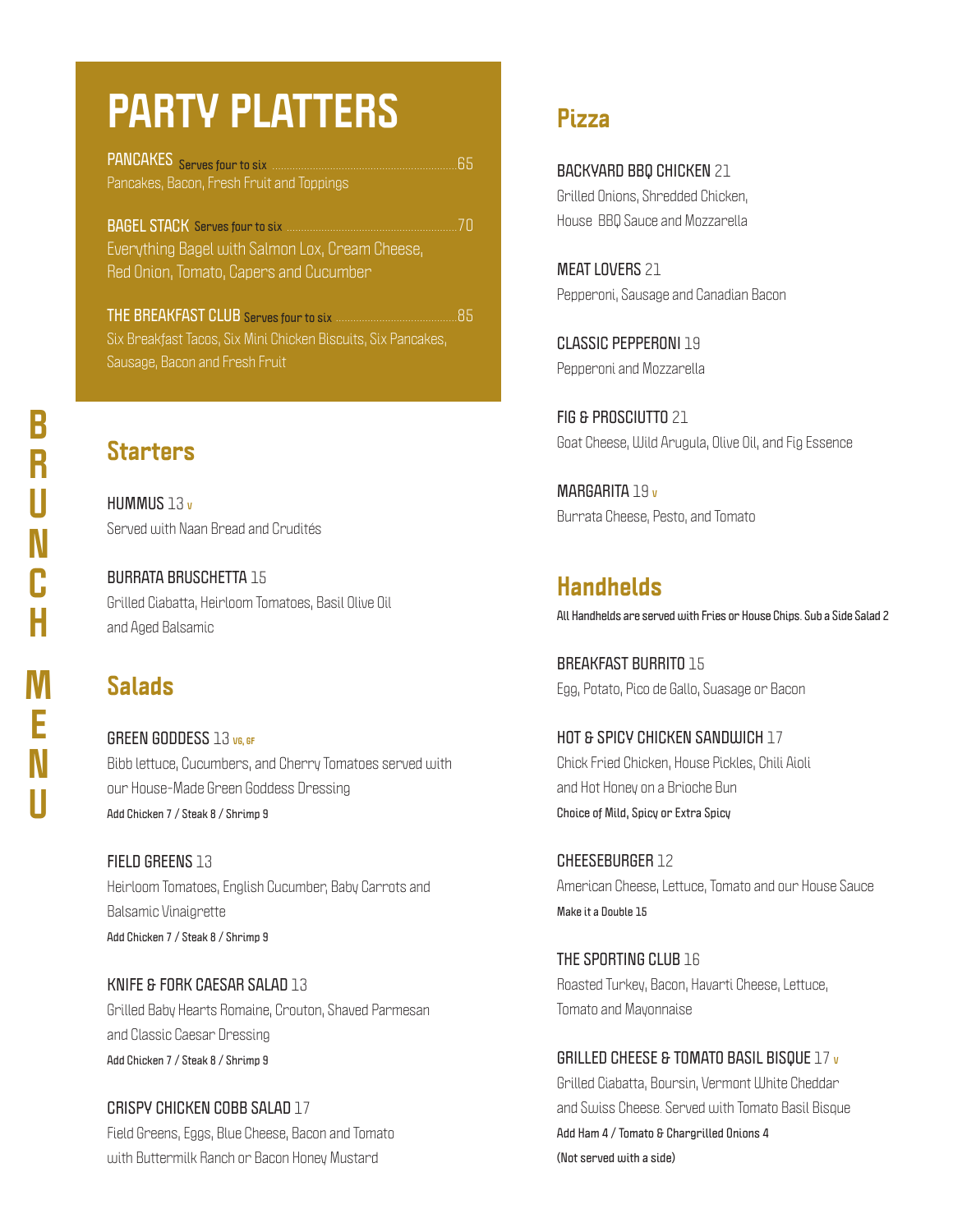# BRUNCH MENU

## PARTY PLATTERS

**PANCAKES** Serves four to six ........ 65
Pancakes, Bacon, Fresh Fruit and Toppings

**BAGEL STACK** Serves four to six ........ 70
Everything Bagel with Salmon Lox, Cream Cheese, Red Onion, Tomato, Capers and Cucumber

**THE BREAKFAST CLUB** Serves four to six ........ 85
Six Breakfast Tacos, Six Mini Chicken Biscuits, Six Pancakes, Sausage, Bacon and Fresh Fruit

## Starters

**HUMMUS** 13 v
Served with Naan Bread and Crudités

**BURRATA BRUSCHETTA** 15
Grilled Ciabatta, Heirloom Tomatoes, Basil Olive Oil and Aged Balsamic

## Salads

**GREEN GODDESS** 13 VG, GF
Bibb lettuce, Cucumbers, and Cherry Tomatoes served with our House-Made Green Goddess Dressing
Add Chicken 7 / Steak 8 / Shrimp 9

**FIELD GREENS** 13
Heirloom Tomatoes, English Cucumber, Baby Carrots and Balsamic Vinaigrette
Add Chicken 7 / Steak 8 / Shrimp 9

**KNIFE & FORK CAESAR SALAD** 13
Grilled Baby Hearts Romaine, Crouton, Shaved Parmesan and Classic Caesar Dressing
Add Chicken 7 / Steak 8 / Shrimp 9

**CRISPY CHICKEN COBB SALAD** 17
Field Greens, Eggs, Blue Cheese, Bacon and Tomato with Buttermilk Ranch or Bacon Honey Mustard

## Pizza

**BACKYARD BBQ CHICKEN** 21
Grilled Onions, Shredded Chicken, House BBQ Sauce and Mozzarella

**MEAT LOVERS** 21
Pepperoni, Sausage and Canadian Bacon

**CLASSIC PEPPERONI** 19
Pepperoni and Mozzarella

**FIG & PROSCIUTTO** 21
Goat Cheese, Wild Arugula, Olive Oil, and Fig Essence

**MARGARITA** 19 v
Burrata Cheese, Pesto, and Tomato

## Handhelds

All Handhelds are served with Fries or House Chips. Sub a Side Salad 2

**BREAKFAST BURRITO** 15
Egg, Potato, Pico de Gallo, Suasage or Bacon

**HOT & SPICY CHICKEN SANDWICH** 17
Chick Fried Chicken, House Pickles, Chili Aioli and Hot Honey on a Brioche Bun
Choice of Mild, Spicy or Extra Spicy

**CHEESEBURGER** 12
American Cheese, Lettuce, Tomato and our House Sauce
Make it a Double 15

**THE SPORTING CLUB** 16
Roasted Turkey, Bacon, Havarti Cheese, Lettuce, Tomato and Mayonnaise

**GRILLED CHEESE & TOMATO BASIL BISQUE** 17 v
Grilled Ciabatta, Boursin, Vermont White Cheddar and Swiss Cheese. Served with Tomato Basil Bisque
Add Ham 4 / Tomato & Chargrilled Onions 4
(Not served with a side)